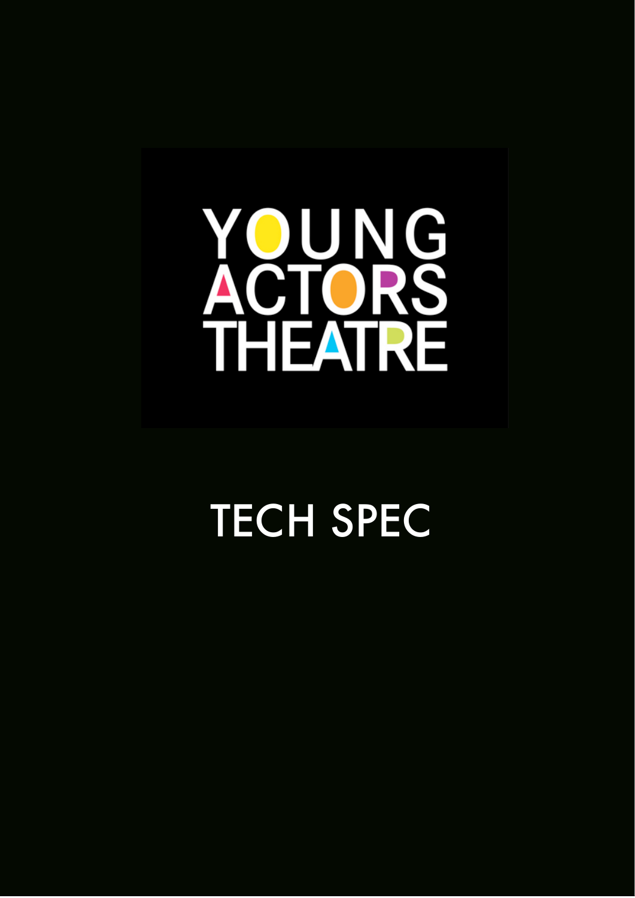# YOUNG ACTORS THEATRE

## TECH SPEC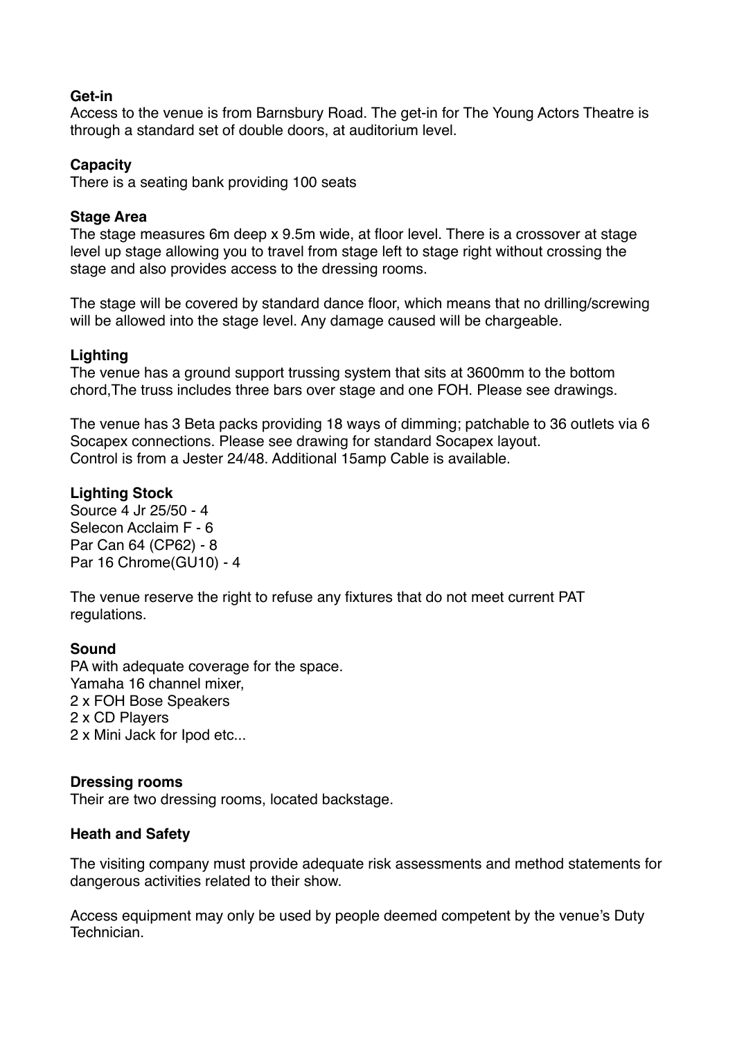**Get-in**
Access to the venue is from Barnsbury Road. The get-in for The Young Actors Theatre is through a standard set of double doors, at auditorium level.

**Capacity**
There is a seating bank providing 100 seats

**Stage Area**
The stage measures 6m deep x 9.5m wide, at floor level. There is a crossover at stage level up stage allowing you to travel from stage left to stage right without crossing the stage and also provides access to the dressing rooms.

The stage will be covered by standard dance floor, which means that no drilling/screwing will be allowed into the stage level. Any damage caused will be chargeable.

**Lighting**
The venue has a ground support trussing system that sits at 3600mm to the bottom chord,The truss includes three bars over stage and one FOH. Please see drawings.

The venue has 3 Beta packs providing 18 ways of dimming; patchable to 36 outlets via 6 Socapex connections. Please see drawing for standard Socapex layout.
Control is from a Jester 24/48. Additional 15amp Cable is available.

**Lighting Stock**
Source 4 Jr 25/50 - 4
Selecon Acclaim F - 6
Par Can 64 (CP62) - 8
Par 16 Chrome(GU10) - 4

The venue reserve the right to refuse any fixtures that do not meet current PAT regulations.

**Sound**
PA with adequate coverage for the space.
Yamaha 16 channel mixer,
2 x FOH Bose Speakers
2 x CD Players
2 x Mini Jack for Ipod etc...

**Dressing rooms**
Their are two dressing rooms, located backstage.

**Heath and Safety**

The visiting company must provide adequate risk assessments and method statements for dangerous activities related to their show.

Access equipment may only be used by people deemed competent by the venue's Duty Technician.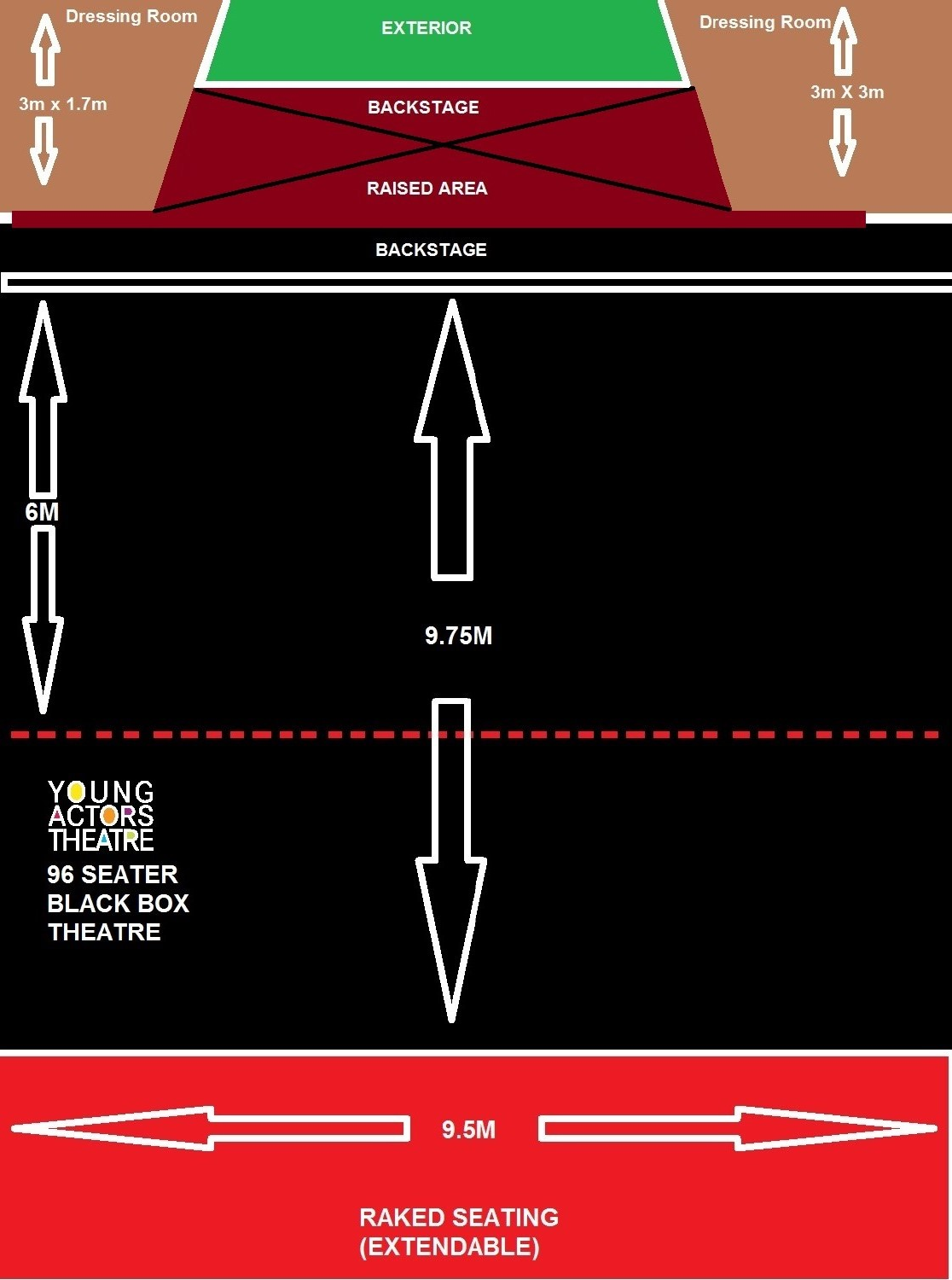Dressing Room

3m x 1.7m

EXTERIOR

BACKSTAGE

RAISED AREA

Dressing Room

3m X 3m

BACKSTAGE

6M

9.75M

YOUNG ACTORS THEATRE

96 SEATER BLACK BOX THEATRE

9.5M

RAKED SEATING (EXTENDABLE)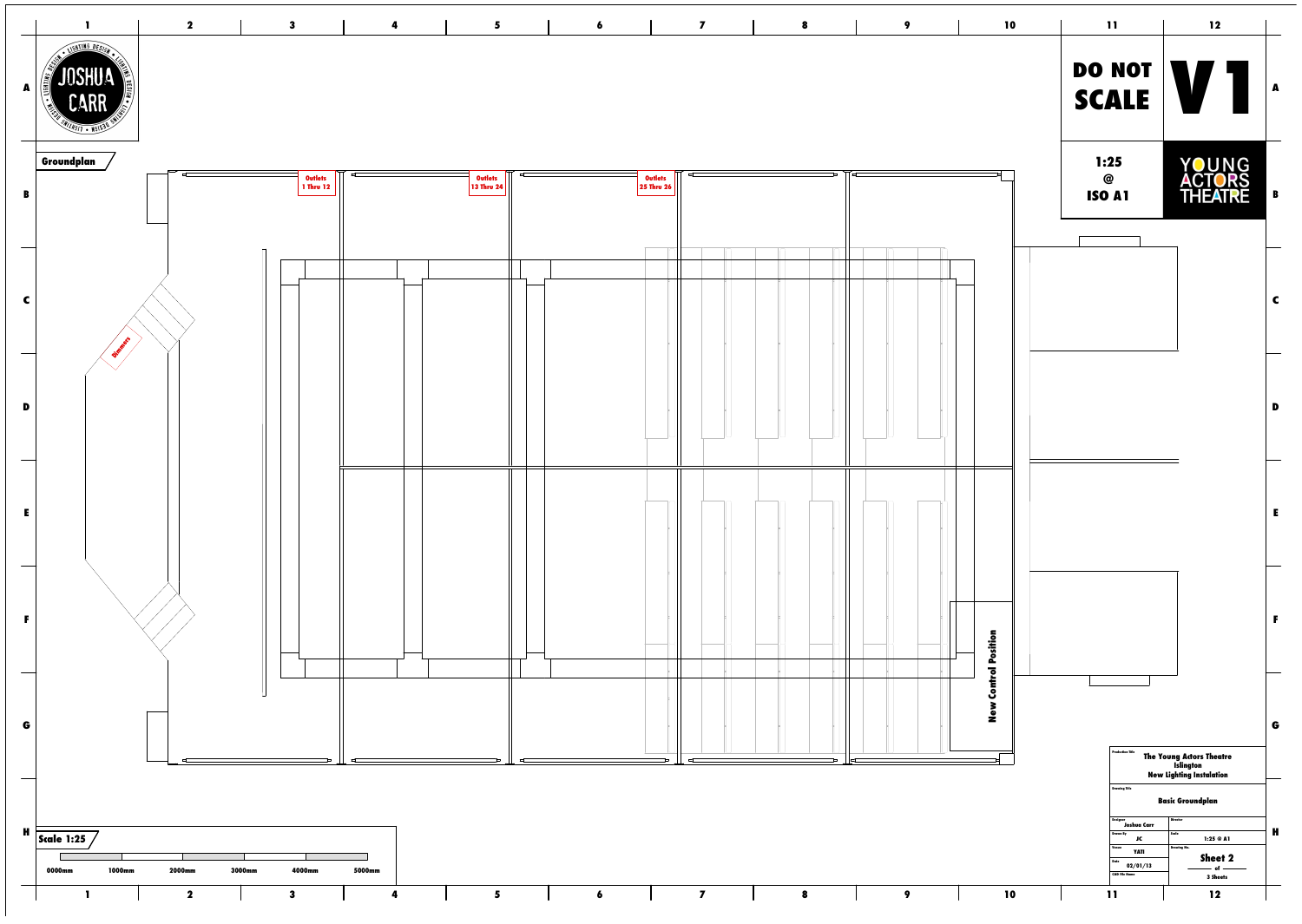# Groundplan

**DO NOT SCALE**

**V1**

**1:25 @ ISO A1**

YOUNG ACTORS THEATRE

JOSHUA CARR — LIGHTING DESIGN

Outlets 1 Thru 12

Outlets 13 Thru 24

Outlets 25 Thru 26

Dimmers

New Control Position

**Scale 1:25**

0000mm 1000mm 2000mm 3000mm 4000mm 5000mm

| | |
|---|---|
| Production Title | The Young Actors Theatre Islington New Lighting Instalation |
| Drawing Title | Basic Groundplan |
| Designer: Joshua Carr | Director: |
| Drawn By: JC | Scale: 1:25 @ A1 |
| Venue: YATI | Drawing No.: Sheet 2 of 3 Sheets |
| Date: 02/01/13 | |
| CAD File Name: | |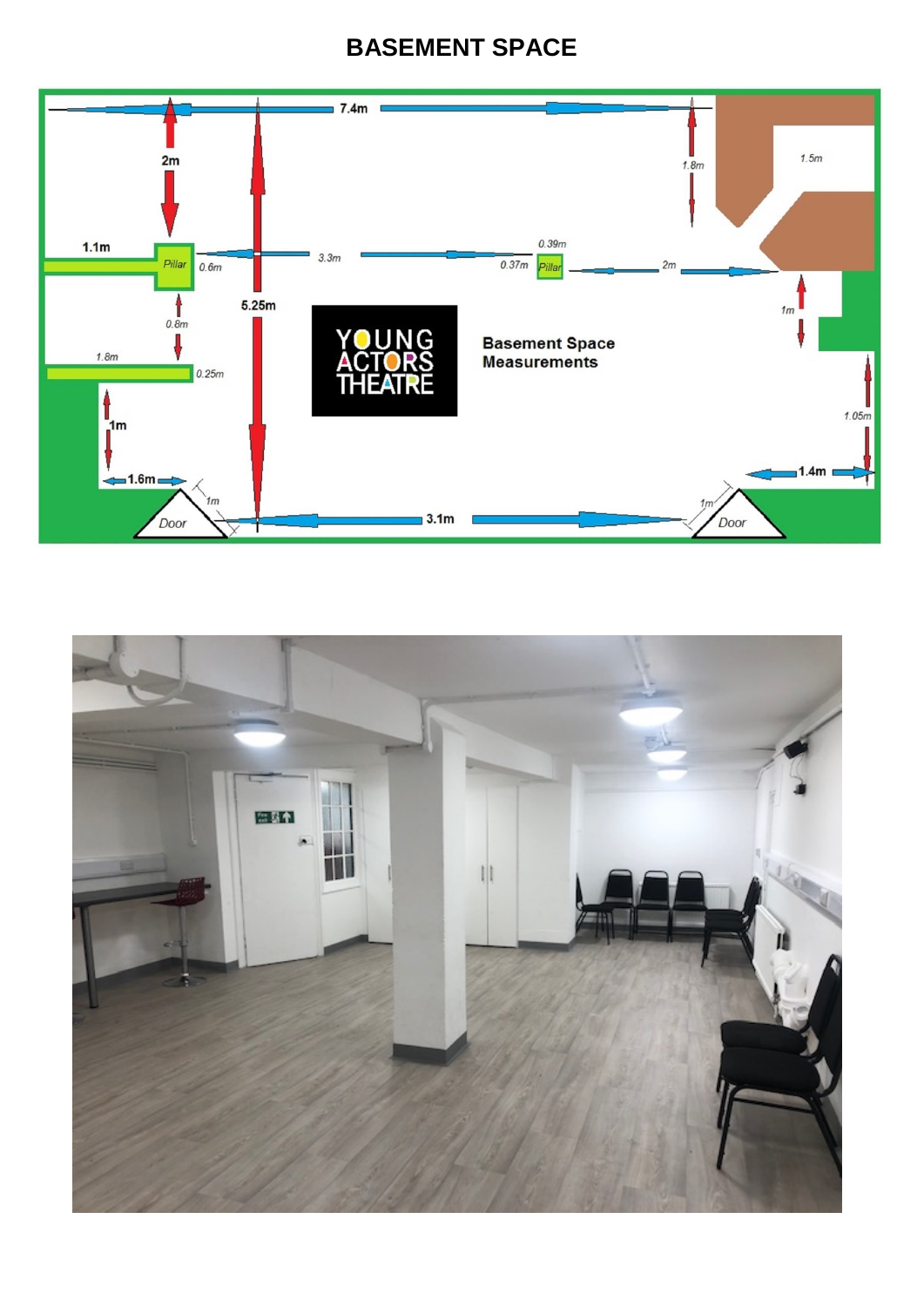# BASEMENT SPACE

7.4m

2m

1.8m

1.5m

1.1m

Pillar

0.6m

3.3m

0.39m

0.37m

Pillar

2m

5.25m

1m

0.8m

YOUNG ACTORS THEATRE

Basement Space Measurements

1.8m

0.25m

1.05m

1m

1.6m

1.4m

1m

1m

Door

3.1m

Door